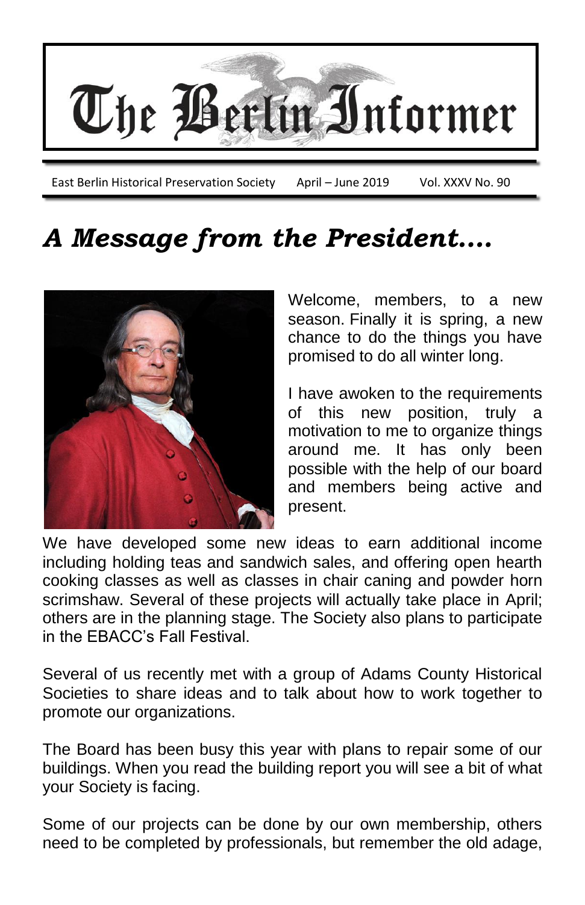# The Berlin Informer

East Berlin Historical Preservation Society April – June 2019 Vol. XXXV No. 90

## *A Message from the President….*

Welcome, members, to a new season. Finally it is spring, a new chance to do the things you have promised to do all winter long.

I have awoken to the requirements of this new position, truly a motivation to me to organize things around me. It has only been possible with the help of our board and members being active and present.

We have developed some new ideas to earn additional income including holding teas and sandwich sales, and offering open hearth cooking classes as well as classes in chair caning and powder horn scrimshaw. Several of these projects will actually take place in April; others are in the planning stage. The Society also plans to participate in the EBACC's Fall Festival.

Several of us recently met with a group of Adams County Historical Societies to share ideas and to talk about how to work together to promote our organizations.

The Board has been busy this year with plans to repair some of our buildings. When you read the building report you will see a bit of what your Society is facing.

Some of our projects can be done by our own membership, others need to be completed by professionals, but remember the old adage,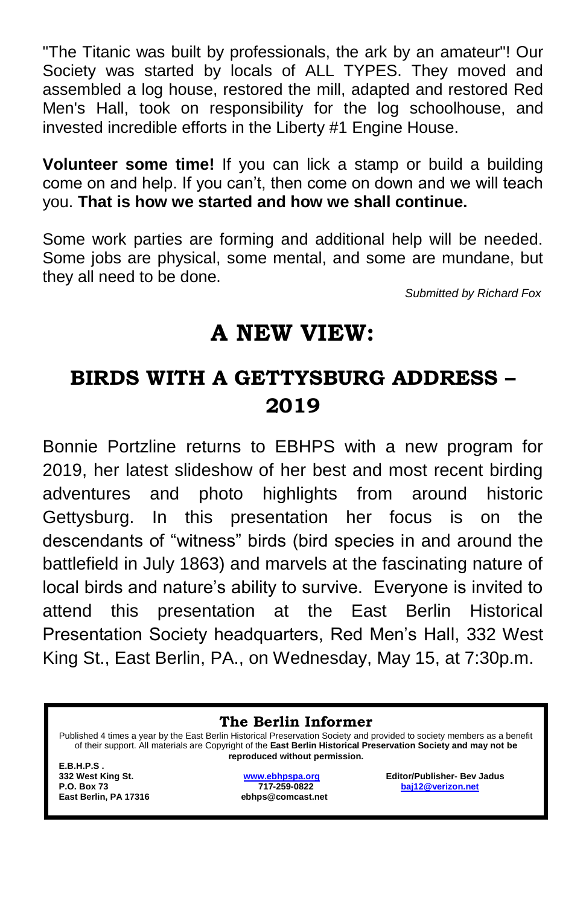"The Titanic was built by professionals, the ark by an amateur"! Our Society was started by locals of ALL TYPES. They moved and assembled a log house, restored the mill, adapted and restored Red Men's Hall, took on responsibility for the log schoolhouse, and invested incredible efforts in the Liberty #1 Engine House.

**Volunteer some time!** If you can lick a stamp or build a building come on and help. If you can't, then come on down and we will teach you. **That is how we started and how we shall continue.**

Some work parties are forming and additional help will be needed. Some jobs are physical, some mental, and some are mundane, but they all need to be done.

*Submitted by Richard Fox*

# A NEW VIEW:

## BIRDS WITH A GETTYSBURG ADDRESS – 2019

Bonnie Portzline returns to EBHPS with a new program for 2019, her latest slideshow of her best and most recent birding adventures and photo highlights from around historic Gettysburg. In this presentation her focus is on the descendants of "witness" birds (bird species in and around the battlefield in July 1863) and marvels at the fascinating nature of local birds and nature's ability to survive. Everyone is invited to attend this presentation at the East Berlin Historical Presentation Society headquarters, Red Men's Hall, 332 West King St., East Berlin, PA., on Wednesday, May 15, at 7:30p.m.

---

**The Berlin Informer**

Published 4 times a year by the East Berlin Historical Preservation Society and provided to society members as a benefit of their support. All materials are Copyright of the **East Berlin Historical Preservation Society and may not be reproduced without permission.**

**E.B.H.P.S .**
**332 West King St.**
**P.O. Box 73**
**East Berlin, PA 17316**

**www.ebhpspa.org**
**717-259-0822**
**ebhps@comcast.net**

**Editor/Publisher- Bev Jadus**
**baj12@verizon.net**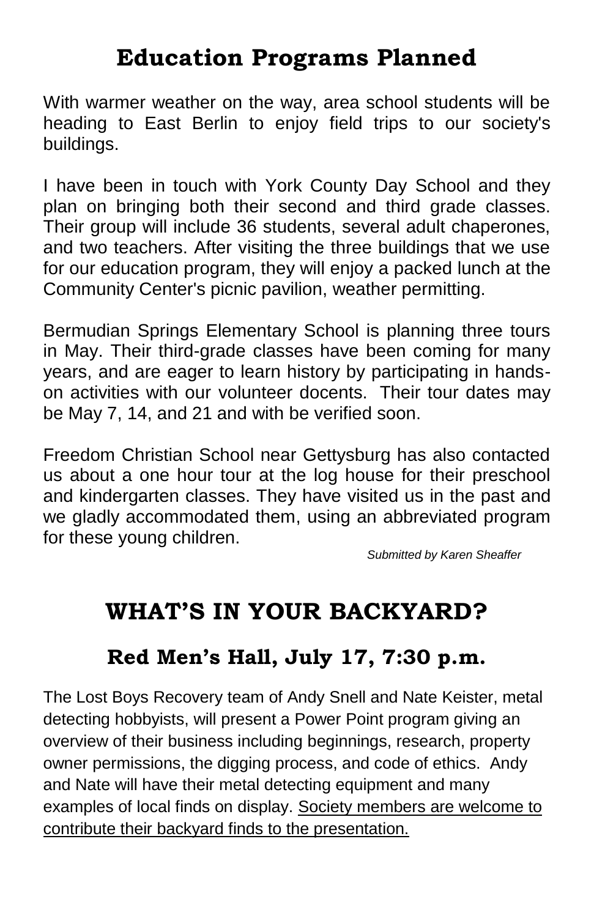# Education Programs Planned

With warmer weather on the way, area school students will be heading to East Berlin to enjoy field trips to our society's buildings.

I have been in touch with York County Day School and they plan on bringing both their second and third grade classes. Their group will include 36 students, several adult chaperones, and two teachers. After visiting the three buildings that we use for our education program, they will enjoy a packed lunch at the Community Center's picnic pavilion, weather permitting.

Bermudian Springs Elementary School is planning three tours in May. Their third-grade classes have been coming for many years, and are eager to learn history by participating in hands-on activities with our volunteer docents. Their tour dates may be May 7, 14, and 21 and with be verified soon.

Freedom Christian School near Gettysburg has also contacted us about a one hour tour at the log house for their preschool and kindergarten classes. They have visited us in the past and we gladly accommodated them, using an abbreviated program for these young children.

*Submitted by Karen Sheaffer*

# WHAT'S IN YOUR BACKYARD?

## Red Men's Hall, July 17, 7:30 p.m.

The Lost Boys Recovery team of Andy Snell and Nate Keister, metal detecting hobbyists, will present a Power Point program giving an overview of their business including beginnings, research, property owner permissions, the digging process, and code of ethics. Andy and Nate will have their metal detecting equipment and many examples of local finds on display. <u>Society members are welcome to contribute their backyard finds to the presentation.</u>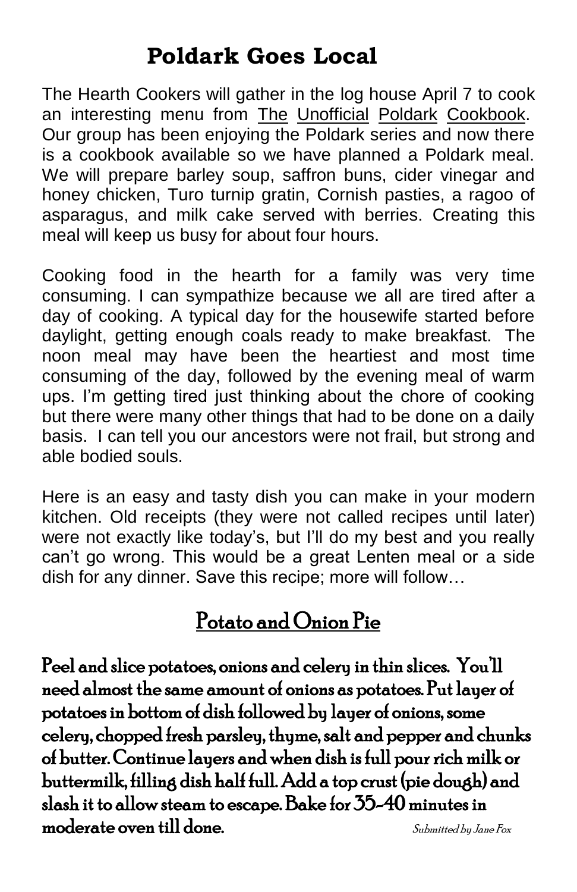# Poldark Goes Local

The Hearth Cookers will gather in the log house April 7 to cook an interesting menu from The Unofficial Poldark Cookbook. Our group has been enjoying the Poldark series and now there is a cookbook available so we have planned a Poldark meal. We will prepare barley soup, saffron buns, cider vinegar and honey chicken, Turo turnip gratin, Cornish pasties, a ragoo of asparagus, and milk cake served with berries. Creating this meal will keep us busy for about four hours.

Cooking food in the hearth for a family was very time consuming. I can sympathize because we all are tired after a day of cooking. A typical day for the housewife started before daylight, getting enough coals ready to make breakfast. The noon meal may have been the heartiest and most time consuming of the day, followed by the evening meal of warm ups. I'm getting tired just thinking about the chore of cooking but there were many other things that had to be done on a daily basis. I can tell you our ancestors were not frail, but strong and able bodied souls.

Here is an easy and tasty dish you can make in your modern kitchen. Old receipts (they were not called recipes until later) were not exactly like today's, but I'll do my best and you really can't go wrong. This would be a great Lenten meal or a side dish for any dinner. Save this recipe; more will follow…

## Potato and Onion Pie

**Peel and slice potatoes, onions and celery in thin slices. You'll need almost the same amount of onions as potatoes. Put layer of potatoes in bottom of dish followed by layer of onions, some celery, chopped fresh parsley, thyme, salt and pepper and chunks of butter. Continue layers and when dish is full pour rich milk or buttermilk, filling dish half full. Add a top crust (pie dough) and slash it to allow steam to escape. Bake for 35-40 minutes in moderate oven till done.**

*Submitted by Jane Fox*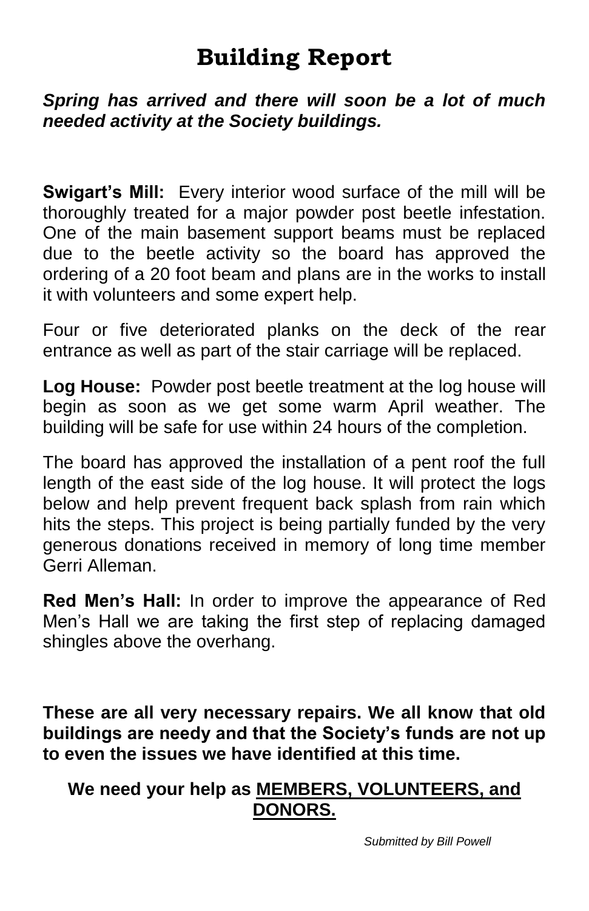# Building Report

***Spring has arrived and there will soon be a lot of much needed activity at the Society buildings.***

**Swigart's Mill:** Every interior wood surface of the mill will be thoroughly treated for a major powder post beetle infestation. One of the main basement support beams must be replaced due to the beetle activity so the board has approved the ordering of a 20 foot beam and plans are in the works to install it with volunteers and some expert help.

Four or five deteriorated planks on the deck of the rear entrance as well as part of the stair carriage will be replaced.

**Log House:** Powder post beetle treatment at the log house will begin as soon as we get some warm April weather. The building will be safe for use within 24 hours of the completion.

The board has approved the installation of a pent roof the full length of the east side of the log house. It will protect the logs below and help prevent frequent back splash from rain which hits the steps. This project is being partially funded by the very generous donations received in memory of long time member Gerri Alleman.

**Red Men's Hall:** In order to improve the appearance of Red Men's Hall we are taking the first step of replacing damaged shingles above the overhang.

**These are all very necessary repairs. We all know that old buildings are needy and that the Society's funds are not up to even the issues we have identified at this time.**

**We need your help as <u>MEMBERS, VOLUNTEERS, and DONORS.</u>**

*Submitted by Bill Powell*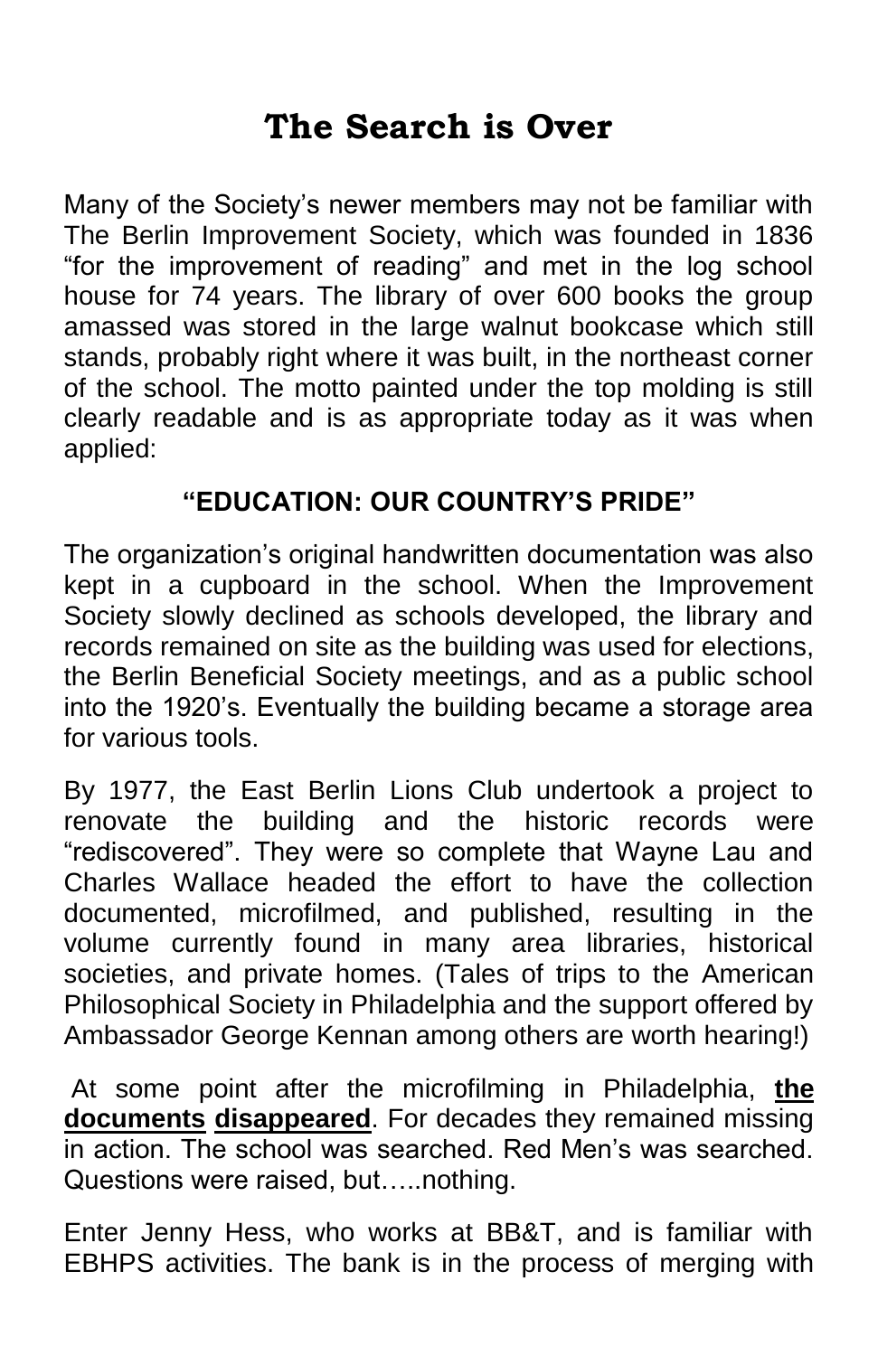# The Search is Over

Many of the Society's newer members may not be familiar with The Berlin Improvement Society, which was founded in 1836 "for the improvement of reading" and met in the log school house for 74 years. The library of over 600 books the group amassed was stored in the large walnut bookcase which still stands, probably right where it was built, in the northeast corner of the school. The motto painted under the top molding is still clearly readable and is as appropriate today as it was when applied:

**"EDUCATION: OUR COUNTRY'S PRIDE"**

The organization's original handwritten documentation was also kept in a cupboard in the school. When the Improvement Society slowly declined as schools developed, the library and records remained on site as the building was used for elections, the Berlin Beneficial Society meetings, and as a public school into the 1920's. Eventually the building became a storage area for various tools.

By 1977, the East Berlin Lions Club undertook a project to renovate the building and the historic records were "rediscovered". They were so complete that Wayne Lau and Charles Wallace headed the effort to have the collection documented, microfilmed, and published, resulting in the volume currently found in many area libraries, historical societies, and private homes. (Tales of trips to the American Philosophical Society in Philadelphia and the support offered by Ambassador George Kennan among others are worth hearing!)

At some point after the microfilming in Philadelphia, **the documents disappeared**. For decades they remained missing in action. The school was searched. Red Men's was searched. Questions were raised, but…..nothing.

Enter Jenny Hess, who works at BB&T, and is familiar with EBHPS activities. The bank is in the process of merging with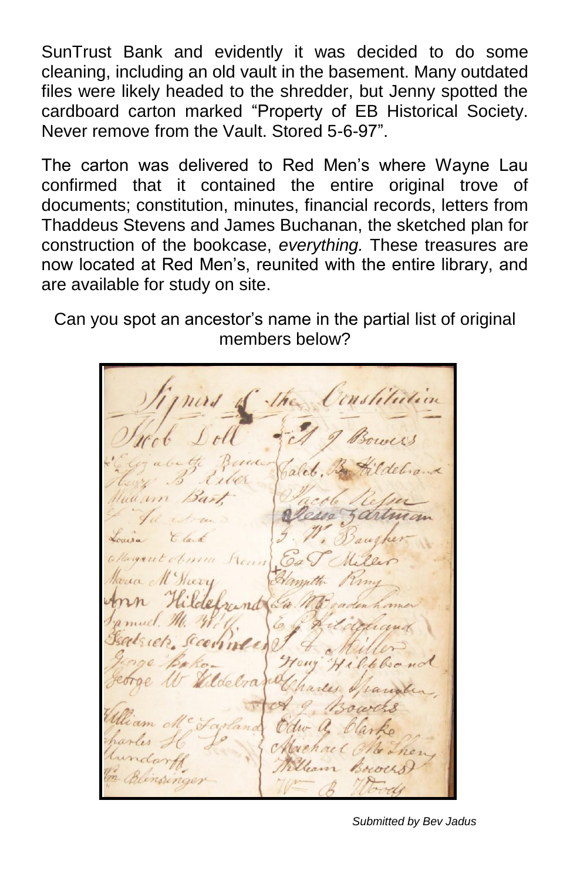SunTrust Bank and evidently it was decided to do some cleaning, including an old vault in the basement. Many outdated files were likely headed to the shredder, but Jenny spotted the cardboard carton marked "Property of EB Historical Society. Never remove from the Vault. Stored 5-6-97".

The carton was delivered to Red Men's where Wayne Lau confirmed that it contained the entire original trove of documents; constitution, minutes, financial records, letters from Thaddeus Stevens and James Buchanan, the sketched plan for construction of the bookcase, *everything.* These treasures are now located at Red Men's, reunited with the entire library, and are available for study on site.

Can you spot an ancestor's name in the partial list of original members below?

*Submitted by Bev Jadus*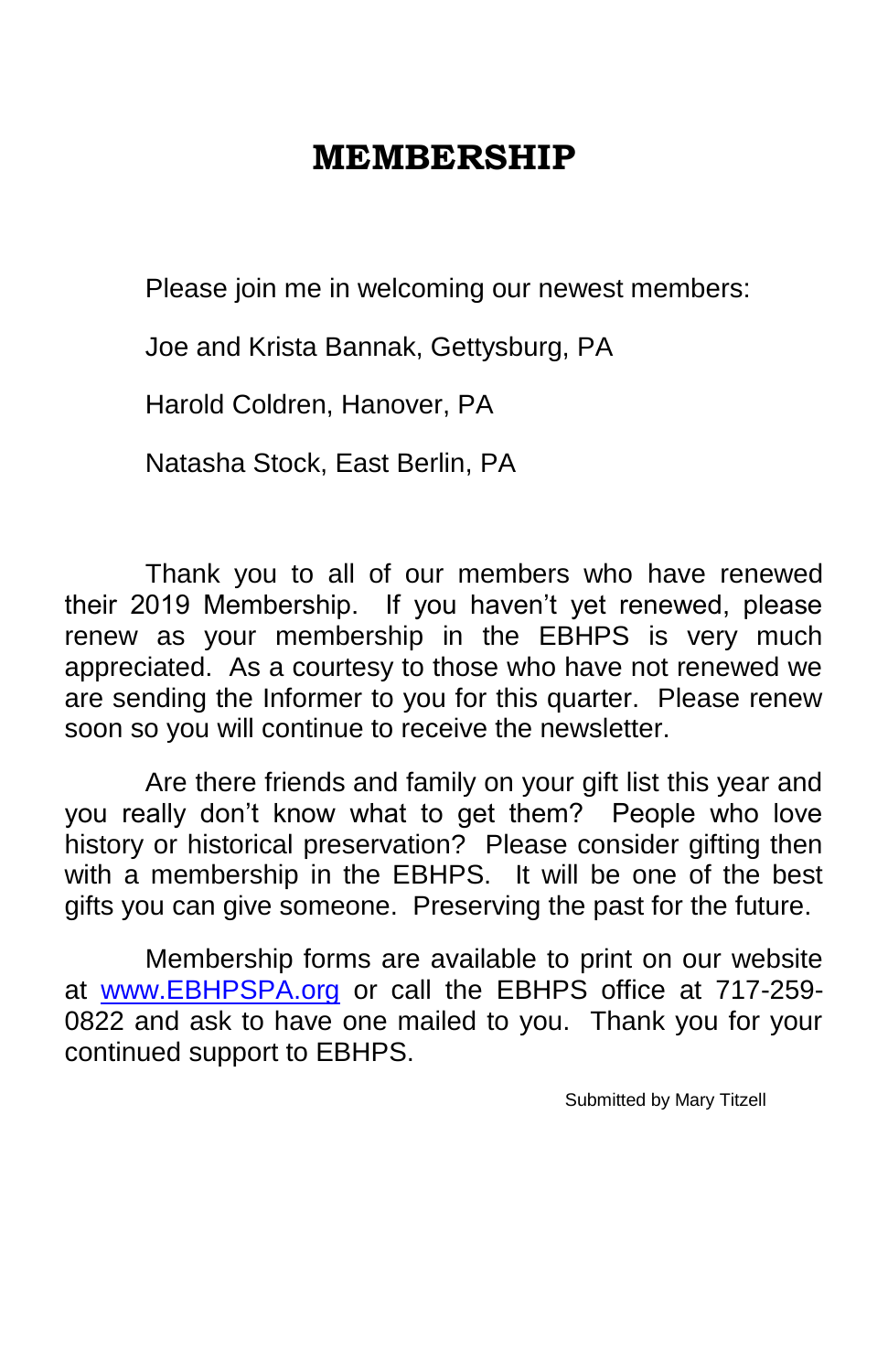# MEMBERSHIP

Please join me in welcoming our newest members:

Joe and Krista Bannak, Gettysburg, PA

Harold Coldren, Hanover, PA

Natasha Stock, East Berlin, PA

Thank you to all of our members who have renewed their 2019 Membership. If you haven't yet renewed, please renew as your membership in the EBHPS is very much appreciated. As a courtesy to those who have not renewed we are sending the Informer to you for this quarter. Please renew soon so you will continue to receive the newsletter.

Are there friends and family on your gift list this year and you really don't know what to get them? People who love history or historical preservation? Please consider gifting then with a membership in the EBHPS. It will be one of the best gifts you can give someone. Preserving the past for the future.

Membership forms are available to print on our website at [www.EBHPSPA.org](http://www.EBHPSPA.org) or call the EBHPS office at 717-259-0822 and ask to have one mailed to you. Thank you for your continued support to EBHPS.

Submitted by Mary Titzell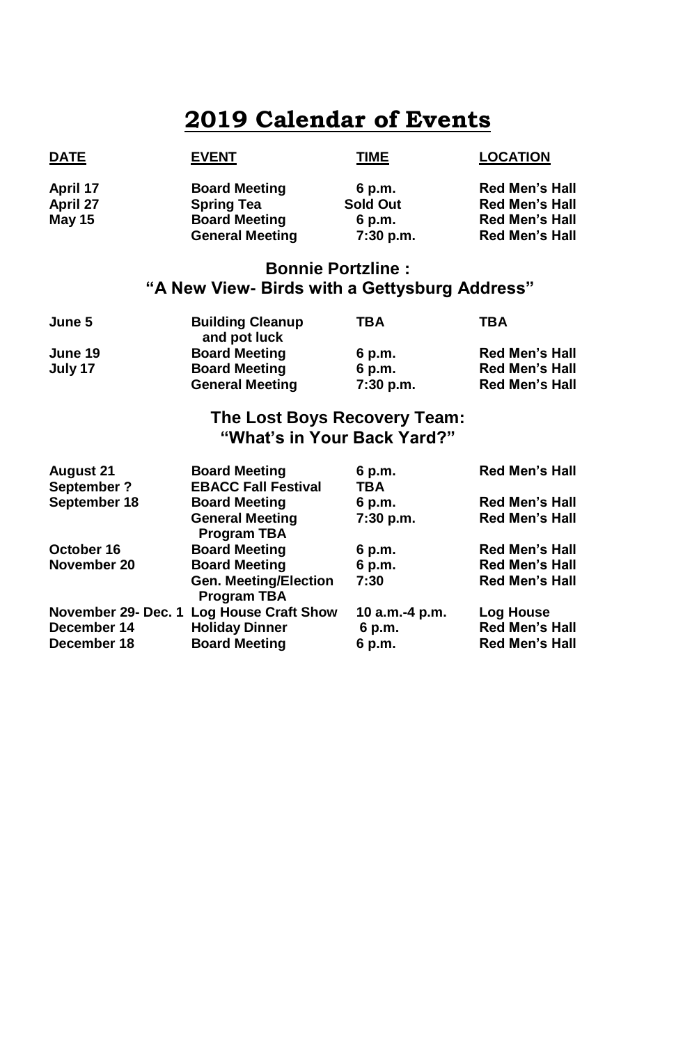# 2019 Calendar of Events

| DATE | EVENT | TIME | LOCATION |
|---|---|---|---|
| April 17 | Board Meeting | 6 p.m. | Red Men's Hall |
| April 27 | Spring Tea | Sold Out | Red Men's Hall |
| May 15 | Board Meeting | 6 p.m. | Red Men's Hall |
| | General Meeting | 7:30 p.m. | Red Men's Hall |

**Bonnie Portzline :**
**"A New View- Birds with a Gettysburg Address"**

| | | | |
|---|---|---|---|
| June 5 | Building Cleanup and pot luck | TBA | TBA |
| June 19 | Board Meeting | 6 p.m. | Red Men's Hall |
| July 17 | Board Meeting | 6 p.m. | Red Men's Hall |
| | General Meeting | 7:30 p.m. | Red Men's Hall |

**The Lost Boys Recovery Team:**
**"What's in Your Back Yard?"**

| | | | |
|---|---|---|---|
| August 21 | Board Meeting | 6 p.m. | Red Men's Hall |
| September ? | EBACC Fall Festival | TBA | |
| September 18 | Board Meeting | 6 p.m. | Red Men's Hall |
| | General Meeting Program TBA | 7:30 p.m. | Red Men's Hall |
| October 16 | Board Meeting | 6 p.m. | Red Men's Hall |
| November 20 | Board Meeting | 6 p.m. | Red Men's Hall |
| | Gen. Meeting/Election Program TBA | 7:30 | Red Men's Hall |
| November 29- Dec. 1 | Log House Craft Show | 10 a.m.-4 p.m. | Log House |
| December 14 | Holiday Dinner | 6 p.m. | Red Men's Hall |
| December 18 | Board Meeting | 6 p.m. | Red Men's Hall |